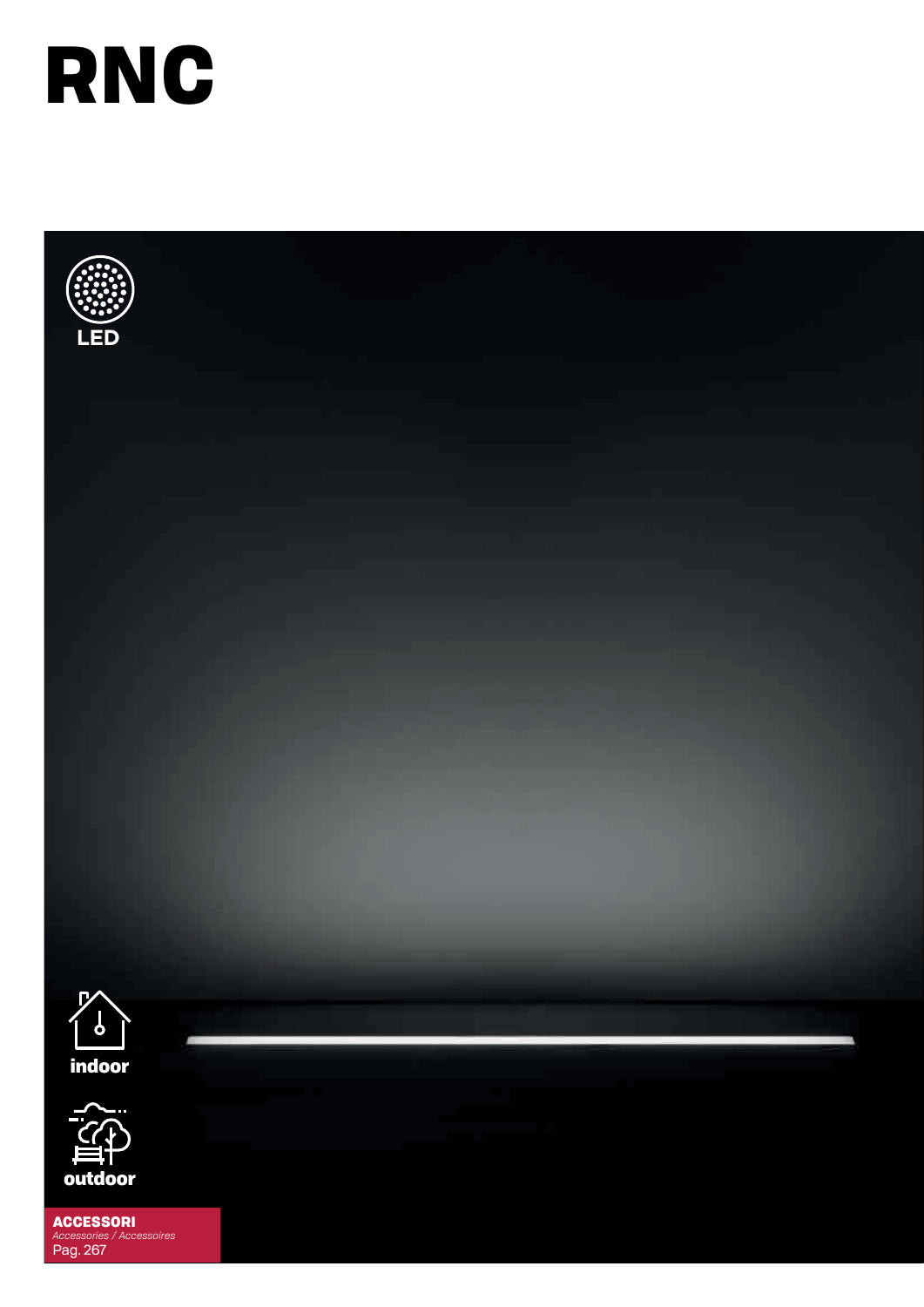# RNC

LED

indoor

outdoor

**ACCESSORI**
*Accessories / Accessoires*
Pag. 267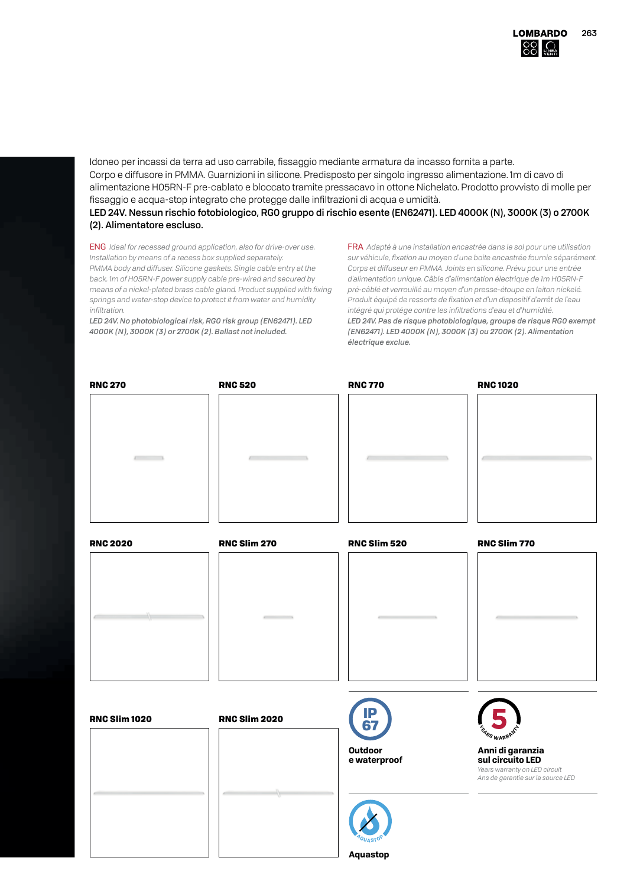Idoneo per incassi da terra ad uso carrabile, fissaggio mediante armatura da incasso fornita a parte.
Corpo e diffusore in PMMA. Guarnizioni in silicone. Predisposto per singolo ingresso alimentazione. 1m di cavo di alimentazione H05RN-F pre-cablato e bloccato tramite pressacavo in ottone Nichelato. Prodotto provvisto di molle per fissaggio e acqua-stop integrato che protegge dalle infiltrazioni di acqua e umidità.
**LED 24V. Nessun rischio fotobiologico, RG0 gruppo di rischio esente (EN62471). LED 4000K (N), 3000K (3) o 2700K (2). Alimentatore escluso.**

ENG *Ideal for recessed ground application, also for drive-over use. Installation by means of a recess box supplied separately. PMMA body and diffuser. Silicone gaskets. Single cable entry at the back. 1m of H05RN-F power supply cable pre-wired and secured by means of a nickel-plated brass cable gland. Product supplied with fixing springs and water-stop device to protect it from water and humidity infiltration.*
***LED 24V. No photobiological risk, RG0 risk group (EN62471). LED 4000K (N), 3000K (3) or 2700K (2). Ballast not included.***

FRA *Adapté à une installation encastrée dans le sol pour une utilisation sur véhicule, fixation au moyen d'une boite encastrée fournie séparément. Corps et diffuseur en PMMA. Joints en silicone. Prévu pour une entrée d'alimentation unique. Câble d'alimentation électrique de 1m H05RN-F pré-câblé et verrouillé au moyen d'un presse-étoupe en laiton nickelé. Produit équipé de ressorts de fixation et d'un dispositif d'arrêt de l'eau intégré qui protège contre les infiltrations d'eau et d'humidité.*
***LED 24V. Pas de risque photobiologique, groupe de risque RG0 exempt (EN62471). LED 4000K (N), 3000K (3) ou 2700K (2). Alimentation électrique exclue.***

**RNC 270**

**RNC 520**

**RNC 770**

**RNC 1020**

**RNC 2020**

**RNC Slim 270**

**RNC Slim 520**

**RNC Slim 770**

**RNC Slim 1020**

**RNC Slim 2020**

IP 67
**Outdoor e waterproof**

5 YEARS WARRANTY
**Anni di garanzia sul circuito LED**
*Years warranty on LED circuit*
*Ans de garantie sur la source LED*

AQUASTOP
**Aquastop**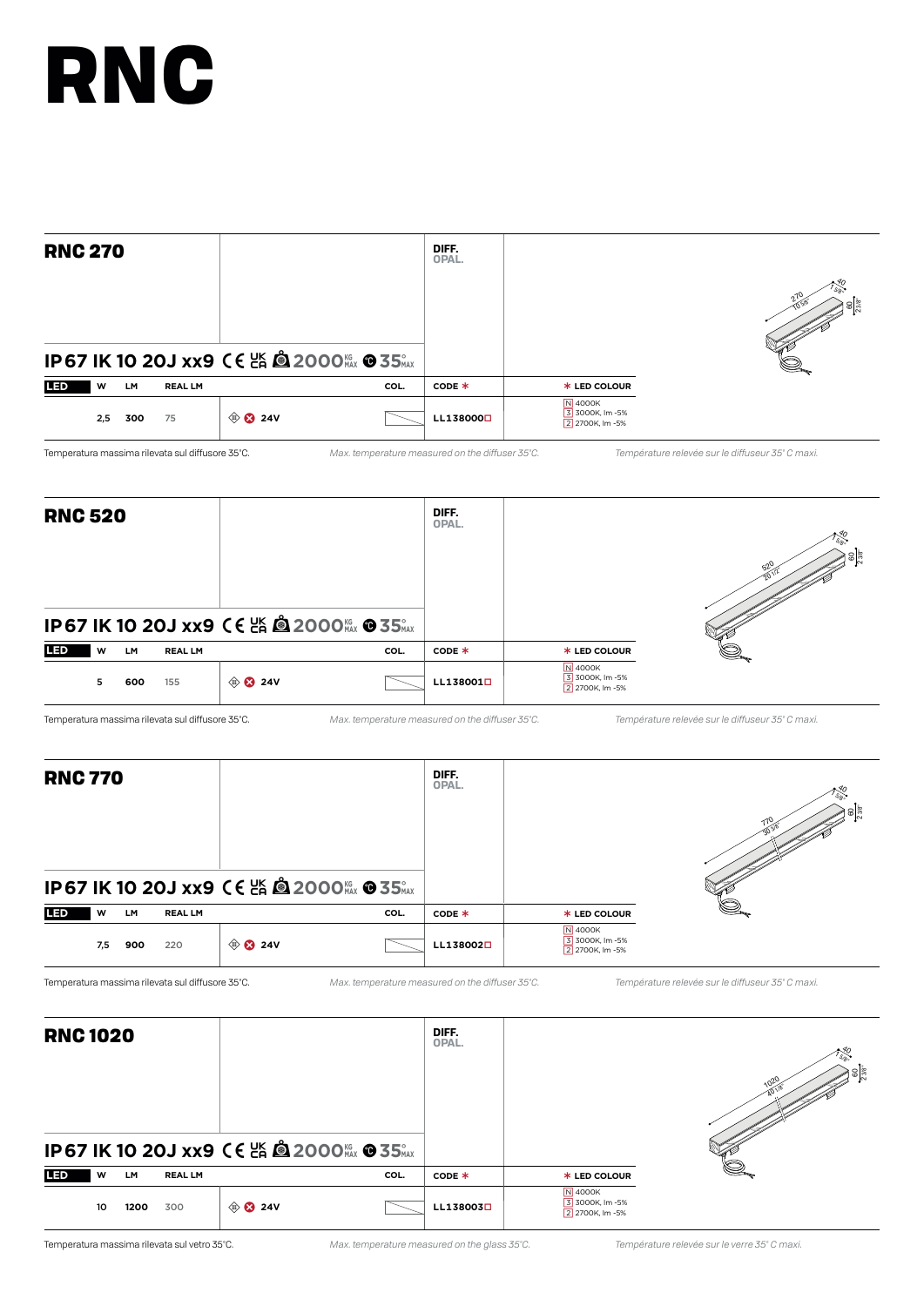# RNC

## RNC 270

IP67 IK 10 20J xx9 CE UKCA 2000 KG MAX 35° MAX

DIFF. OPAL.

| LED | W | LM | REAL LM | | COL. | CODE * | * LED COLOUR |
|---|---|---|---|---|---|---|---|
| | 2,5 | 300 | 75 | 24V | | LL138000☐ | N 4000K<br>3 3000K, lm -5%<br>2 2700K, lm -5% |

Temperatura massima rilevata sul diffusore 35°C.

*Max. temperature measured on the diffuser 35°C.*

*Température relevée sur le diffuseur 35° C maxi.*

## RNC 520

IP67 IK 10 20J xx9 CE UKCA 2000 KG MAX 35° MAX

DIFF. OPAL.

| LED | W | LM | REAL LM | | COL. | CODE * | * LED COLOUR |
|---|---|---|---|---|---|---|---|
| | 5 | 600 | 155 | 24V | | LL138001☐ | N 4000K<br>3 3000K, lm -5%<br>2 2700K, lm -5% |

Temperatura massima rilevata sul diffusore 35°C.

*Max. temperature measured on the diffuser 35°C.*

*Température relevée sur le diffuseur 35° C maxi.*

## RNC 770

IP67 IK 10 20J xx9 CE UKCA 2000 KG MAX 35° MAX

DIFF. OPAL.

| LED | W | LM | REAL LM | | COL. | CODE * | * LED COLOUR |
|---|---|---|---|---|---|---|---|
| | 7,5 | 900 | 220 | 24V | | LL138002☐ | N 4000K<br>3 3000K, lm -5%<br>2 2700K, lm -5% |

Temperatura massima rilevata sul diffusore 35°C.

*Max. temperature measured on the diffuser 35°C.*

*Température relevée sur le diffuseur 35° C maxi.*

## RNC 1020

IP67 IK 10 20J xx9 CE UKCA 2000 KG MAX 35° MAX

DIFF. OPAL.

| LED | W | LM | REAL LM | | COL. | CODE * | * LED COLOUR |
|---|---|---|---|---|---|---|---|
| | 10 | 1200 | 300 | 24V | | LL138003☐ | N 4000K<br>3 3000K, lm -5%<br>2 2700K, lm -5% |

Temperatura massima rilevata sul vetro 35°C.

*Max. temperature measured on the glass 35°C.*

*Température relevée sur le verre 35° C maxi.*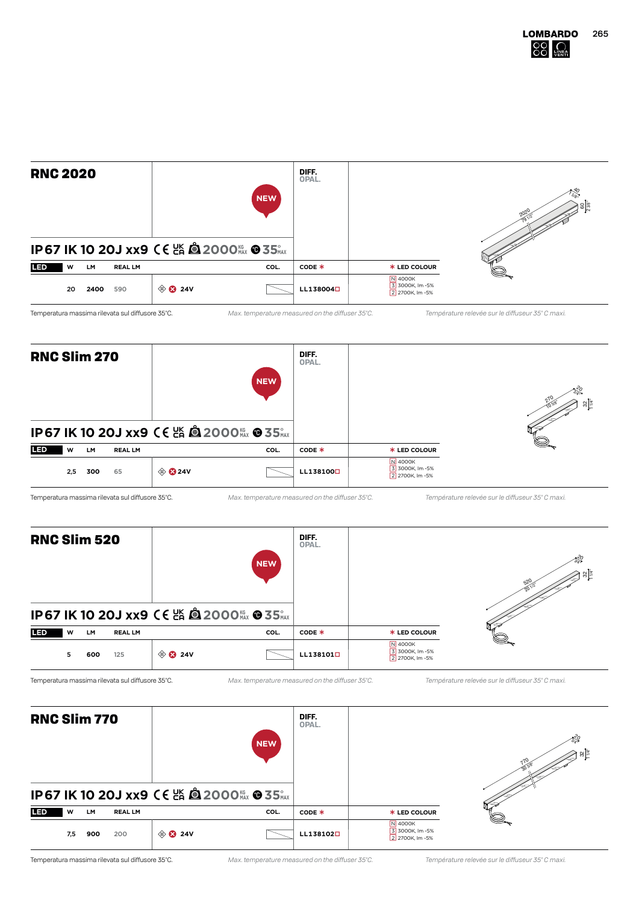## RNC 2020

NEW

IP67 IK 10 20J xx9 CE UKCA 2000 KG MAX 35° MAX

DIFF. OPAL.

| LED | W | LM | REAL LM | | COL. | CODE * | * LED COLOUR |
|---|---|---|---|---|---|---|---|
| | 20 | 2400 | 590 | 24V | | LL138004□ | N 4000K<br>3 3000K, lm -5%<br>2 2700K, lm -5% |

Temperatura massima rilevata sul diffusore 35°C. *Max. temperature measured on the diffuser 35°C.* *Température relevée sur le diffuseur 35° C maxi.*

## RNC Slim 270

NEW

IP67 IK 10 20J xx9 CE UKCA 2000 KG MAX 35° MAX

DIFF. OPAL.

| LED | W | LM | REAL LM | | COL. | CODE * | * LED COLOUR |
|---|---|---|---|---|---|---|---|
| | 2,5 | 300 | 65 | 24V | | LL138100□ | N 4000K<br>3 3000K, lm -5%<br>2 2700K, lm -5% |

Temperatura massima rilevata sul diffusore 35°C. *Max. temperature measured on the diffuser 35°C.* *Température relevée sur le diffuseur 35° C maxi.*

## RNC Slim 520

NEW

IP67 IK 10 20J xx9 CE UKCA 2000 KG MAX 35° MAX

DIFF. OPAL.

| LED | W | LM | REAL LM | | COL. | CODE * | * LED COLOUR |
|---|---|---|---|---|---|---|---|
| | 5 | 600 | 125 | 24V | | LL138101□ | N 4000K<br>3 3000K, lm -5%<br>2 2700K, lm -5% |

Temperatura massima rilevata sul diffusore 35°C. *Max. temperature measured on the diffuser 35°C.* *Température relevée sur le diffuseur 35° C maxi.*

## RNC Slim 770

NEW

IP67 IK 10 20J xx9 CE UKCA 2000 KG MAX 35° MAX

DIFF. OPAL.

| LED | W | LM | REAL LM | | COL. | CODE * | * LED COLOUR |
|---|---|---|---|---|---|---|---|
| | 7,5 | 900 | 200 | 24V | | LL138102□ | N 4000K<br>3 3000K, lm -5%<br>2 2700K, lm -5% |

Temperatura massima rilevata sul diffusore 35°C. *Max. temperature measured on the diffuser 35°C.* *Température relevée sur le diffuseur 35° C maxi.*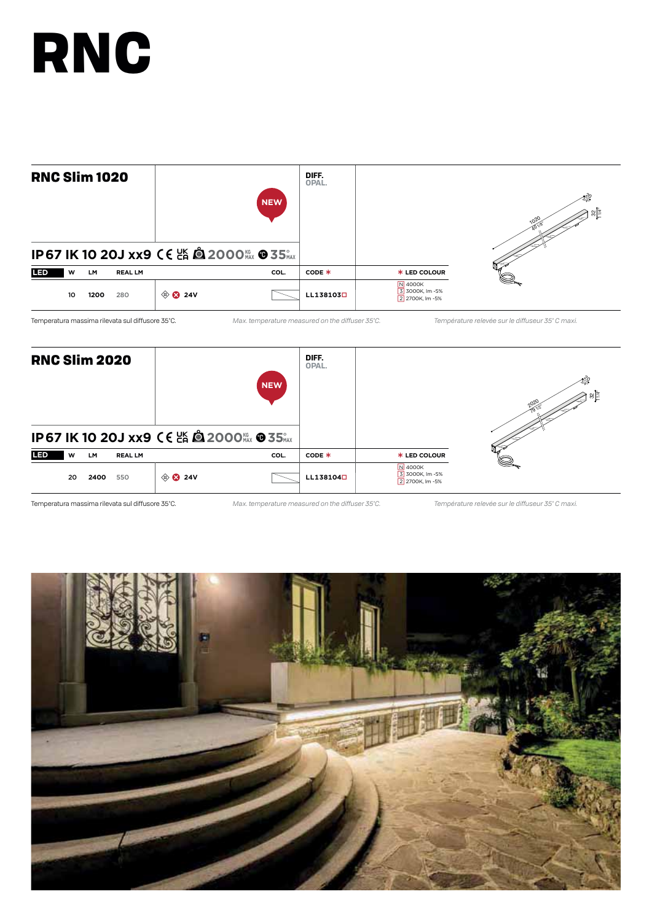# RNC

## RNC Slim 1020

NEW

IP67 IK 10 20J xx9 CE UKCA 2000 KG MAX 35° MAX

DIFF. OPAL.

| LED | W | LM | REAL LM | | COL. | CODE * | * LED COLOUR |
|---|---|---|---|---|---|---|---|
| | 10 | 1200 | 280 | 24V | | LL138103☐ | N 4000K<br>3 3000K, lm -5%<br>2 2700K, lm -5% |

Temperatura massima rilevata sul diffusore 35°C.

*Max. temperature measured on the diffuser 35°C.*

*Température relevée sur le diffuseur 35° C maxi.*

## RNC Slim 2020

NEW

IP67 IK 10 20J xx9 CE UKCA 2000 KG MAX 35° MAX

DIFF. OPAL.

| LED | W | LM | REAL LM | | COL. | CODE * | * LED COLOUR |
|---|---|---|---|---|---|---|---|
| | 20 | 2400 | 550 | 24V | | LL138104☐ | N 4000K<br>3 3000K, lm -5%<br>2 2700K, lm -5% |

Temperatura massima rilevata sul diffusore 35°C.

*Max. temperature measured on the diffuser 35°C.*

*Température relevée sur le diffuseur 35° C maxi.*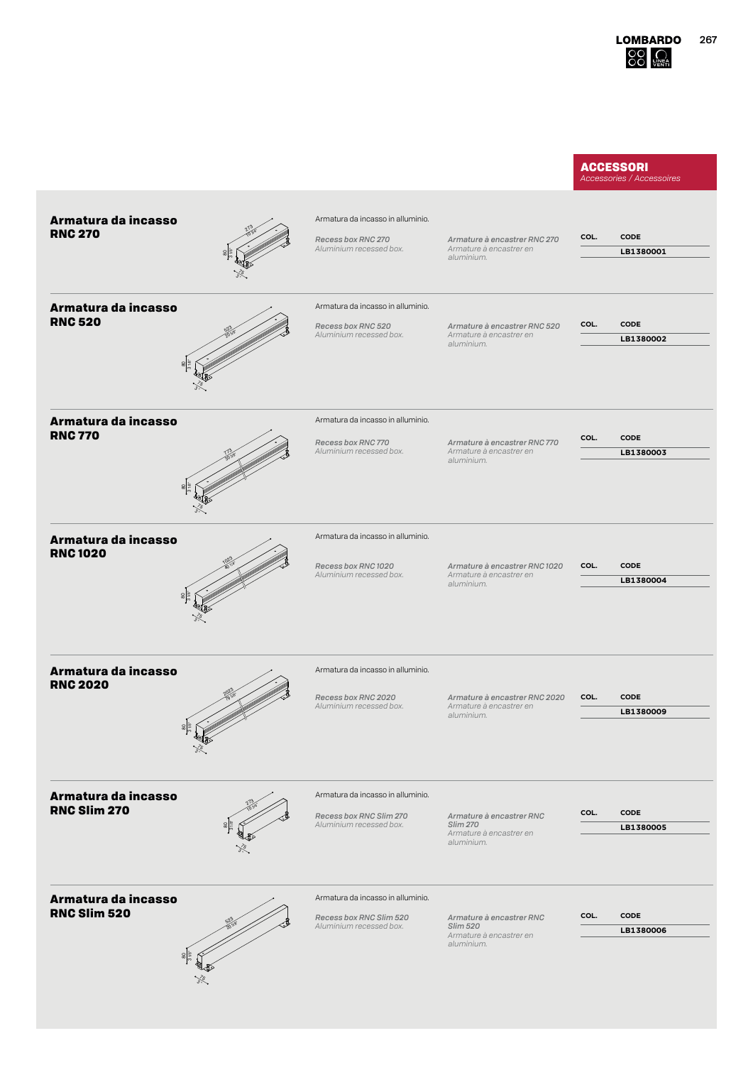## ACCESSORI

*Accessories / Accessoires*

### Armatura da incasso RNC 270

Armatura da incasso in alluminio.

*Recess box RNC 270*
*Aluminium recessed box.*

*Armature à encastrer RNC 270*
*Armature à encastrer en aluminium.*

| COL. | CODE |
| --- | --- |
| | LB1380001 |

### Armatura da incasso RNC 520

Armatura da incasso in alluminio.

*Recess box RNC 520*
*Aluminium recessed box.*

*Armature à encastrer RNC 520*
*Armature à encastrer en aluminium.*

| COL. | CODE |
| --- | --- |
| | LB1380002 |

### Armatura da incasso RNC 770

Armatura da incasso in alluminio.

*Recess box RNC 770*
*Aluminium recessed box.*

*Armature à encastrer RNC 770*
*Armature à encastrer en aluminium.*

| COL. | CODE |
| --- | --- |
| | LB1380003 |

### Armatura da incasso RNC 1020

Armatura da incasso in alluminio.

*Recess box RNC 1020*
*Aluminium recessed box.*

*Armature à encastrer RNC 1020*
*Armature à encastrer en aluminium.*

| COL. | CODE |
| --- | --- |
| | LB1380004 |

### Armatura da incasso RNC 2020

Armatura da incasso in alluminio.

*Recess box RNC 2020*
*Aluminium recessed box.*

*Armature à encastrer RNC 2020*
*Armature à encastrer en aluminium.*

| COL. | CODE |
| --- | --- |
| | LB1380009 |

### Armatura da incasso RNC Slim 270

Armatura da incasso in alluminio.

*Recess box RNC Slim 270*
*Aluminium recessed box.*

*Armature à encastrer RNC Slim 270*
*Armature à encastrer en aluminium.*

| COL. | CODE |
| --- | --- |
| | LB1380005 |

### Armatura da incasso RNC Slim 520

Armatura da incasso in alluminio.

*Recess box RNC Slim 520*
*Aluminium recessed box.*

*Armature à encastrer RNC Slim 520*
*Armature à encastrer en aluminium.*

| COL. | CODE |
| --- | --- |
| | LB1380006 |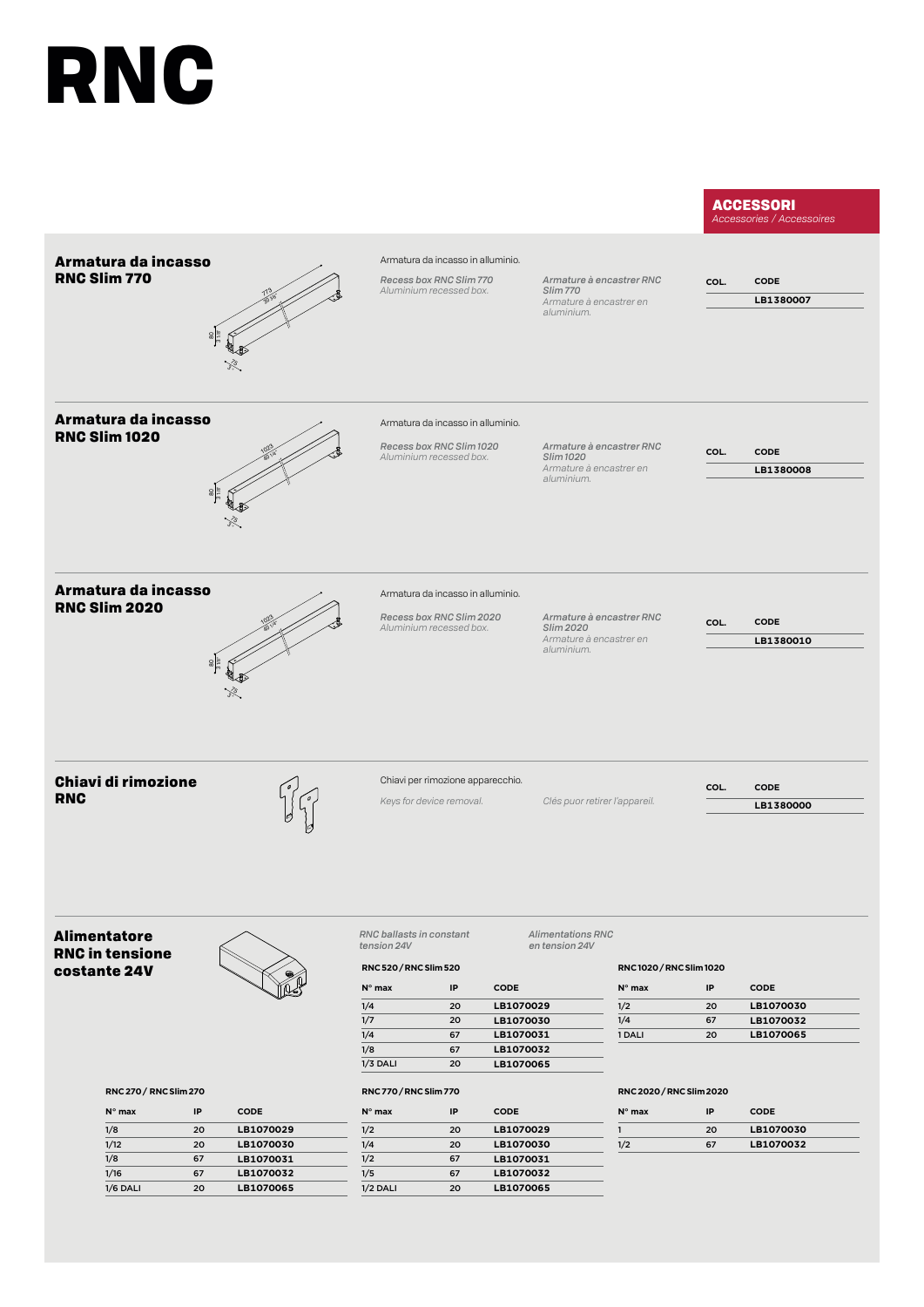# RNC

**ACCESSORI**
*Accessories / Accessoires*

### Armatura da incasso RNC Slim 770

Armatura da incasso in alluminio.

*Recess box RNC Slim 770*
*Aluminium recessed box.*

*Armature à encastrer RNC Slim 770*
*Armature à encastrer en aluminium.*

| COL. | CODE |
|---|---|
| | LB1380007 |

### Armatura da incasso RNC Slim 1020

Armatura da incasso in alluminio.

*Recess box RNC Slim 1020*
*Aluminium recessed box.*

*Armature à encastrer RNC Slim 1020*
*Armature à encastrer en aluminium.*

| COL. | CODE |
|---|---|
| | LB1380008 |

### Armatura da incasso RNC Slim 2020

Armatura da incasso in alluminio.

*Recess box RNC Slim 2020*
*Aluminium recessed box.*

*Armature à encastrer RNC Slim 2020*
*Armature à encastrer en aluminium.*

| COL. | CODE |
|---|---|
| | LB1380010 |

### Chiavi di rimozione RNC

Chiavi per rimozione apparecchio.

*Keys for device removal.*

*Clés puor retirer l'appareil.*

| COL. | CODE |
|---|---|
| | LB1380000 |

### Alimentatore RNC in tensione costante 24V

*RNC ballasts in constant tension 24V*

*Alimentations RNC en tension 24V*

**RNC 270 / RNC Slim 270**

| N° max | IP | CODE |
|---|---|---|
| 1/8 | 20 | LB1070029 |
| 1/12 | 20 | LB1070030 |
| 1/8 | 67 | LB1070031 |
| 1/16 | 67 | LB1070032 |
| 1/6 DALI | 20 | LB1070065 |

**RNC 520 / RNC Slim 520**

| N° max | IP | CODE |
|---|---|---|
| 1/4 | 20 | LB1070029 |
| 1/7 | 20 | LB1070030 |
| 1/4 | 67 | LB1070031 |
| 1/8 | 67 | LB1070032 |
| 1/3 DALI | 20 | LB1070065 |

**RNC 770 / RNC Slim 770**

| N° max | IP | CODE |
|---|---|---|
| 1/2 | 20 | LB1070029 |
| 1/4 | 20 | LB1070030 |
| 1/2 | 67 | LB1070031 |
| 1/5 | 67 | LB1070032 |
| 1/2 DALI | 20 | LB1070065 |

**RNC 1020 / RNC Slim 1020**

| N° max | IP | CODE |
|---|---|---|
| 1/2 | 20 | LB1070030 |
| 1/4 | 67 | LB1070032 |
| 1 DALI | 20 | LB1070065 |

**RNC 2020 / RNC Slim 2020**

| N° max | IP | CODE |
|---|---|---|
| 1 | 20 | LB1070030 |
| 1/2 | 67 | LB1070032 |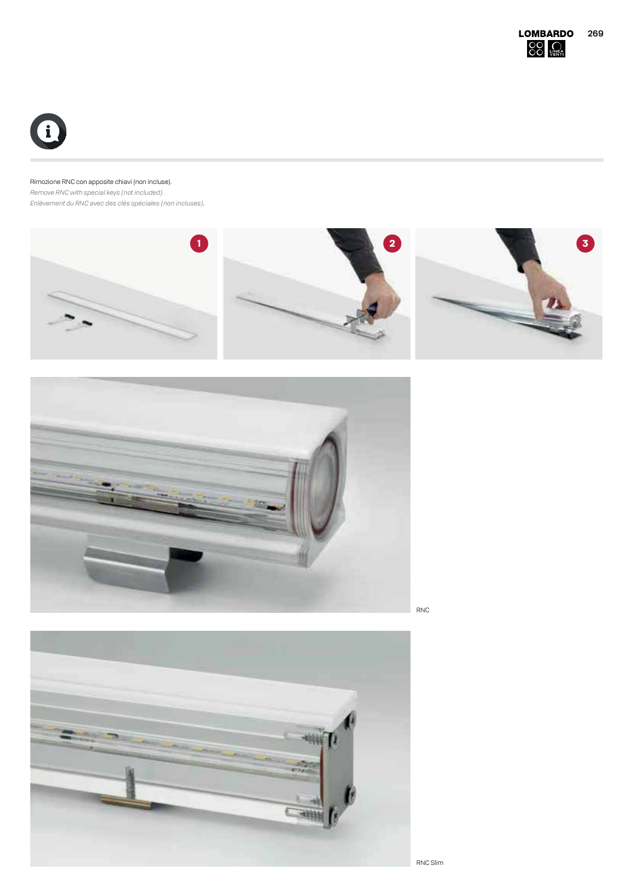Rimozione RNC con apposite chiavi (non incluse).

*Remove RNC with special keys (not included).*

*Enlèvement du RNC avec des clés spéciales (non incluses).*

1

2

3

RNC

RNC Slim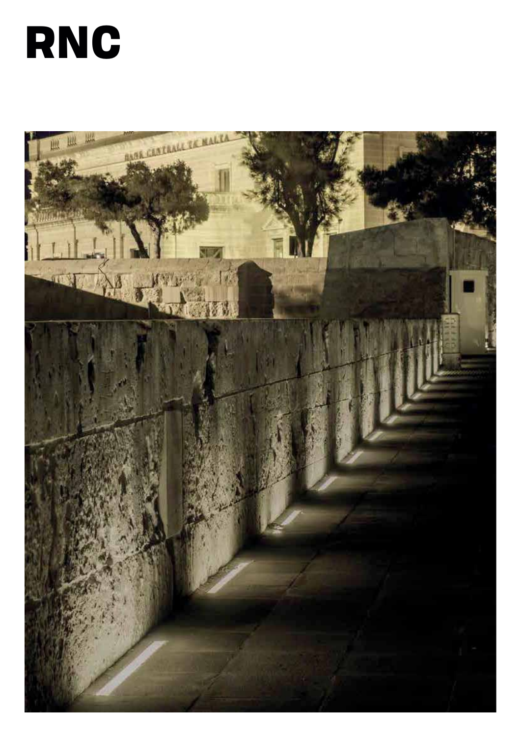# RNC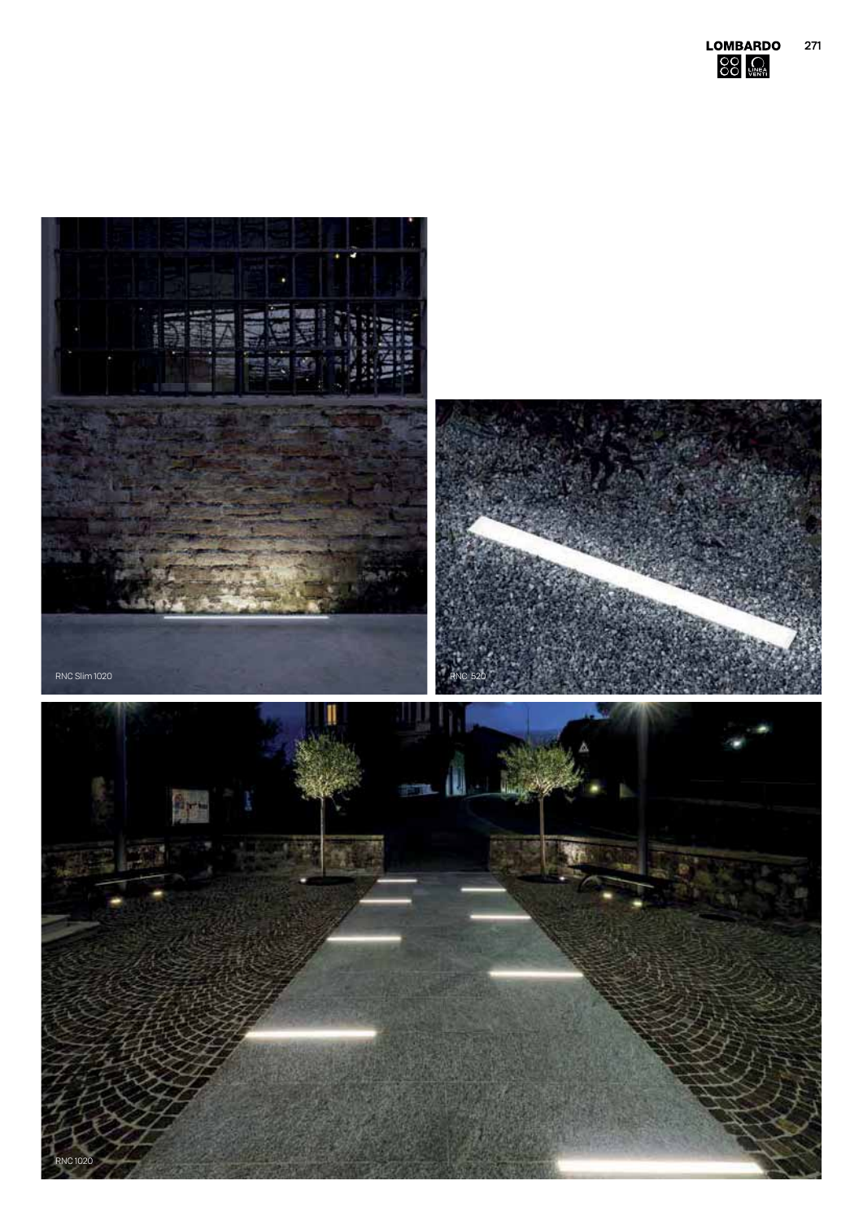RNC Slim 1020

RNC 520

RNC 1020